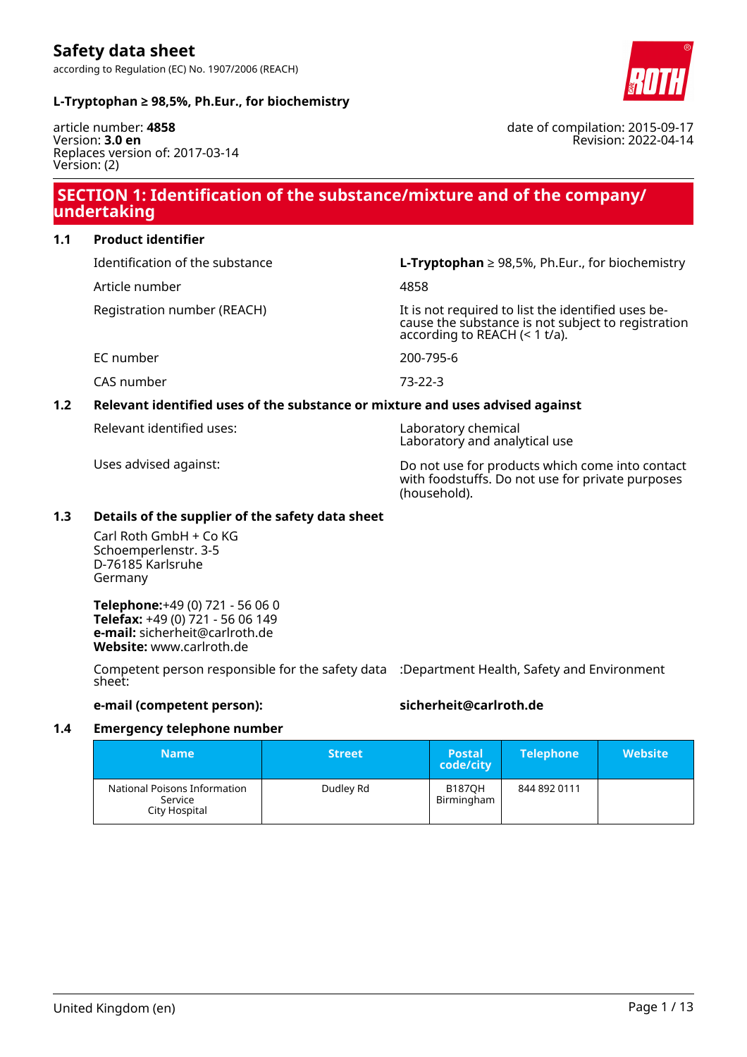# Safety data sheet

according to Regulation (EC) No. 1907/2006 (REACH)

**L-Tryptophan ≥ 98,5%, Ph.Eur., for biochemistry**

article number: **4858**
Version: **3.0 en**
Replaces version of: 2017-03-14
Version: (2)

date of compilation: 2015-09-17
Revision: 2022-04-14

## SECTION 1: Identification of the substance/mixture and of the company/undertaking

### 1.1 Product identifier

| | |
|---|---|
| Identification of the substance | **L-Tryptophan** ≥ 98,5%, Ph.Eur., for biochemistry |
| Article number | 4858 |
| Registration number (REACH) | It is not required to list the identified uses because the substance is not subject to registration according to REACH (< 1 t/a). |
| EC number | 200-795-6 |
| CAS number | 73-22-3 |

### 1.2 Relevant identified uses of the substance or mixture and uses advised against

| | |
|---|---|
| Relevant identified uses: | Laboratory chemical<br>Laboratory and analytical use |
| Uses advised against: | Do not use for products which come into contact with foodstuffs. Do not use for private purposes (household). |

### 1.3 Details of the supplier of the safety data sheet

Carl Roth GmbH + Co KG
Schoemperlenstr. 3-5
D-76185 Karlsruhe
Germany

**Telephone:**+49 (0) 721 - 56 06 0
**Telefax:** +49 (0) 721 - 56 06 149
**e-mail:** sicherheit@carlroth.de
**Website:** www.carlroth.de

Competent person responsible for the safety data sheet: :Department Health, Safety and Environment

**e-mail (competent person):** **sicherheit@carlroth.de**

### 1.4 Emergency telephone number

| Name | Street | Postal code/city | Telephone | Website |
|---|---|---|---|---|
| National Poisons Information Service City Hospital | Dudley Rd | B187QH Birmingham | 844 892 0111 | |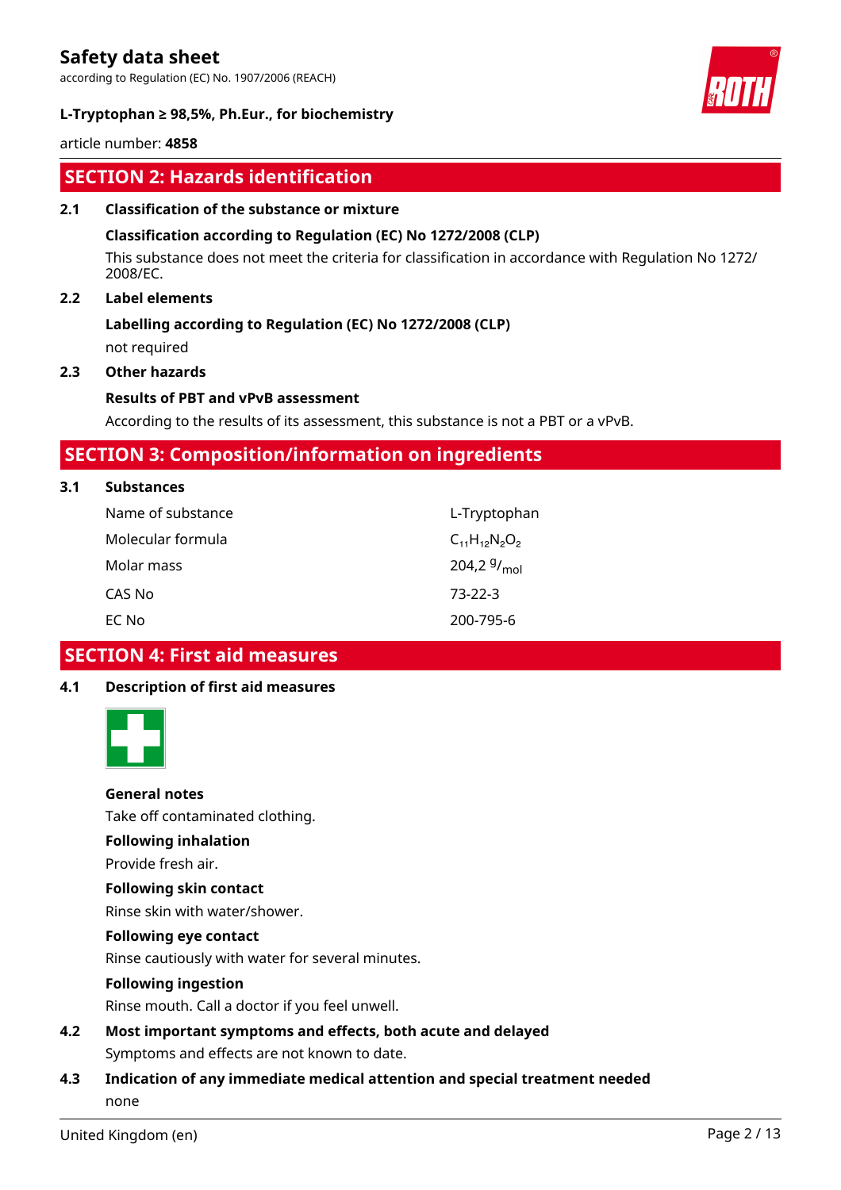## SECTION 2: Hazards identification

**2.1 Classification of the substance or mixture**

**Classification according to Regulation (EC) No 1272/2008 (CLP)**

This substance does not meet the criteria for classification in accordance with Regulation No 1272/2008/EC.

**2.2 Label elements**

**Labelling according to Regulation (EC) No 1272/2008 (CLP)**

not required

**2.3 Other hazards**

**Results of PBT and vPvB assessment**

According to the results of its assessment, this substance is not a PBT or a vPvB.

## SECTION 3: Composition/information on ingredients

**3.1 Substances**

| | |
|---|---|
| Name of substance | L-Tryptophan |
| Molecular formula | $C_{11}H_{12}N_2O_2$ |
| Molar mass | 204,2 $^{g}/_{mol}$ |
| CAS No | 73-22-3 |
| EC No | 200-795-6 |

## SECTION 4: First aid measures

**4.1 Description of first aid measures**

**General notes**

Take off contaminated clothing.

**Following inhalation**

Provide fresh air.

**Following skin contact**

Rinse skin with water/shower.

**Following eye contact**

Rinse cautiously with water for several minutes.

**Following ingestion**

Rinse mouth. Call a doctor if you feel unwell.

**4.2 Most important symptoms and effects, both acute and delayed**

Symptoms and effects are not known to date.

**4.3 Indication of any immediate medical attention and special treatment needed**

none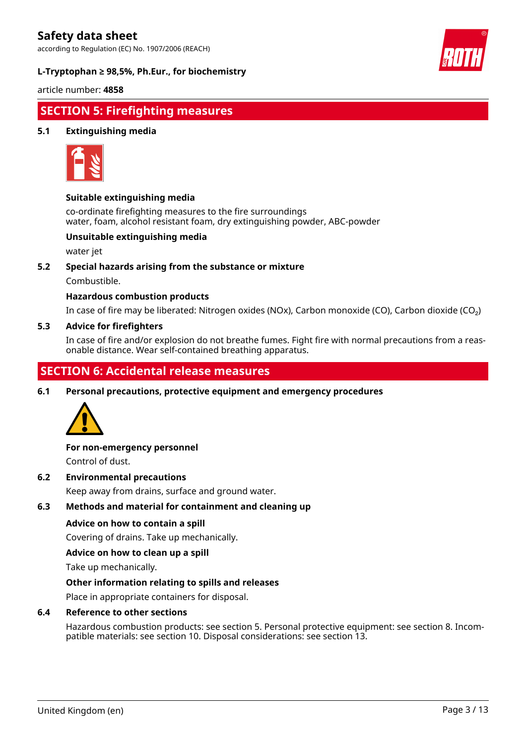## SECTION 5: Firefighting measures

### 5.1 Extinguishing media

**Suitable extinguishing media**

co-ordinate firefighting measures to the fire surroundings
water, foam, alcohol resistant foam, dry extinguishing powder, ABC-powder

**Unsuitable extinguishing media**

water jet

### 5.2 Special hazards arising from the substance or mixture

Combustible.

**Hazardous combustion products**

In case of fire may be liberated: Nitrogen oxides (NOx), Carbon monoxide (CO), Carbon dioxide ($CO_2$)

### 5.3 Advice for firefighters

In case of fire and/or explosion do not breathe fumes. Fight fire with normal precautions from a reasonable distance. Wear self-contained breathing apparatus.

## SECTION 6: Accidental release measures

### 6.1 Personal precautions, protective equipment and emergency procedures

**For non-emergency personnel**

Control of dust.

### 6.2 Environmental precautions

Keep away from drains, surface and ground water.

### 6.3 Methods and material for containment and cleaning up

**Advice on how to contain a spill**

Covering of drains. Take up mechanically.

**Advice on how to clean up a spill**

Take up mechanically.

**Other information relating to spills and releases**

Place in appropriate containers for disposal.

### 6.4 Reference to other sections

Hazardous combustion products: see section 5. Personal protective equipment: see section 8. Incompatible materials: see section 10. Disposal considerations: see section 13.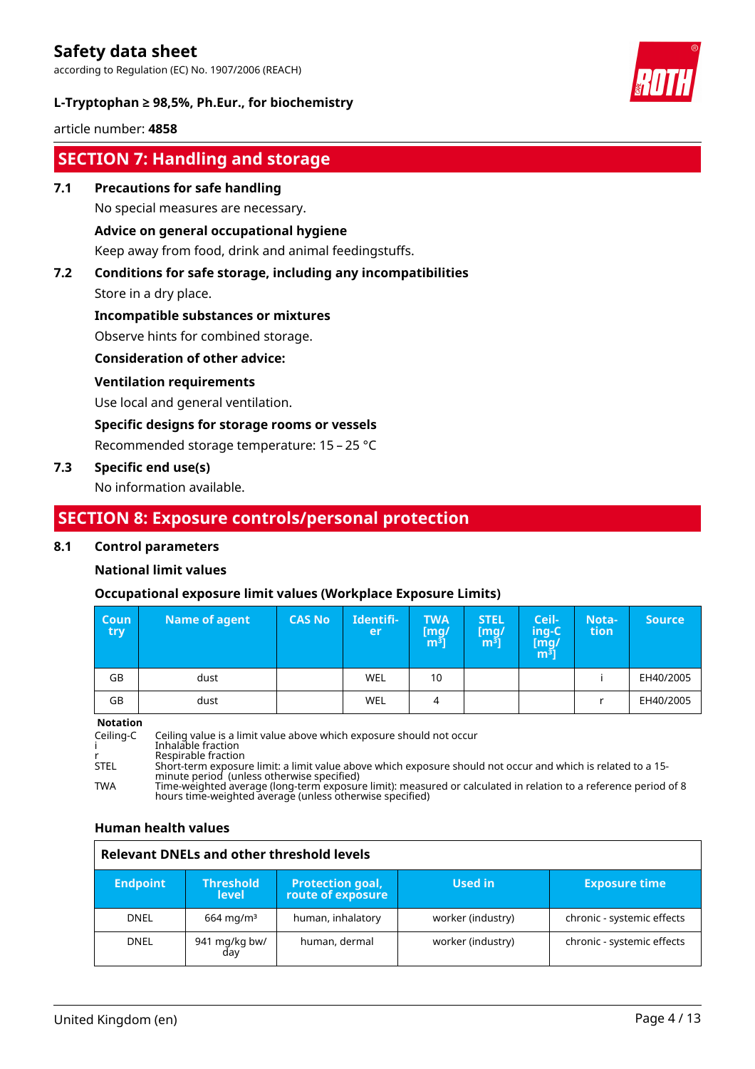## SECTION 7: Handling and storage

### 7.1 Precautions for safe handling

No special measures are necessary.

**Advice on general occupational hygiene**

Keep away from food, drink and animal feedingstuffs.

### 7.2 Conditions for safe storage, including any incompatibilities

Store in a dry place.

**Incompatible substances or mixtures**

Observe hints for combined storage.

**Consideration of other advice:**

**Ventilation requirements**

Use local and general ventilation.

**Specific designs for storage rooms or vessels**

Recommended storage temperature: 15 – 25 °C

### 7.3 Specific end use(s)

No information available.

## SECTION 8: Exposure controls/personal protection

### 8.1 Control parameters

**National limit values**

**Occupational exposure limit values (Workplace Exposure Limits)**

| Country | Name of agent | CAS No | Identifier | TWA [mg/m³] | STEL [mg/m³] | Ceiling-C [mg/m³] | Notation | Source |
|---|---|---|---|---|---|---|---|---|
| GB | dust | | WEL | 10 | | | i | EH40/2005 |
| GB | dust | | WEL | 4 | | | r | EH40/2005 |

**Notation**

- Ceiling-C: Ceiling value is a limit value above which exposure should not occur
- i: Inhalable fraction
- r: Respirable fraction
- STEL: Short-term exposure limit: a limit value above which exposure should not occur and which is related to a 15-minute period (unless otherwise specified)
- TWA: Time-weighted average (long-term exposure limit): measured or calculated in relation to a reference period of 8 hours time-weighted average (unless otherwise specified)

**Human health values**

**Relevant DNELs and other threshold levels**

| Endpoint | Threshold level | Protection goal, route of exposure | Used in | Exposure time |
|---|---|---|---|---|
| DNEL | 664 mg/m³ | human, inhalatory | worker (industry) | chronic - systemic effects |
| DNEL | 941 mg/kg bw/day | human, dermal | worker (industry) | chronic - systemic effects |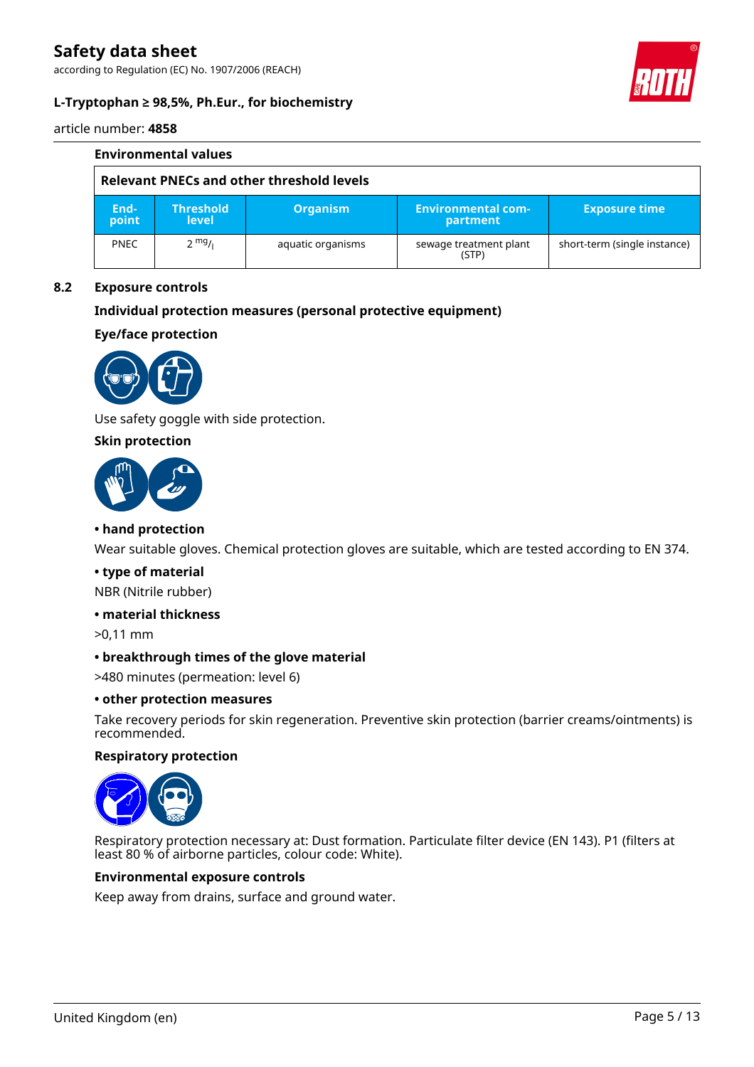### Environmental values

**Relevant PNECs and other threshold levels**

| End-point | Threshold level | Organism | Environmental com-partment | Exposure time |
|---|---|---|---|---|
| PNEC | 2 $^{mg}/_{l}$ | aquatic organisms | sewage treatment plant (STP) | short-term (single instance) |

## 8.2 Exposure controls

### Individual protection measures (personal protective equipment)

### Eye/face protection

Use safety goggle with side protection.

### Skin protection

**• hand protection**

Wear suitable gloves. Chemical protection gloves are suitable, which are tested according to EN 374.

**• type of material**

NBR (Nitrile rubber)

**• material thickness**

>0,11 mm

**• breakthrough times of the glove material**

>480 minutes (permeation: level 6)

**• other protection measures**

Take recovery periods for skin regeneration. Preventive skin protection (barrier creams/ointments) is recommended.

### Respiratory protection

Respiratory protection necessary at: Dust formation. Particulate filter device (EN 143). P1 (filters at least 80 % of airborne particles, colour code: White).

### Environmental exposure controls

Keep away from drains, surface and ground water.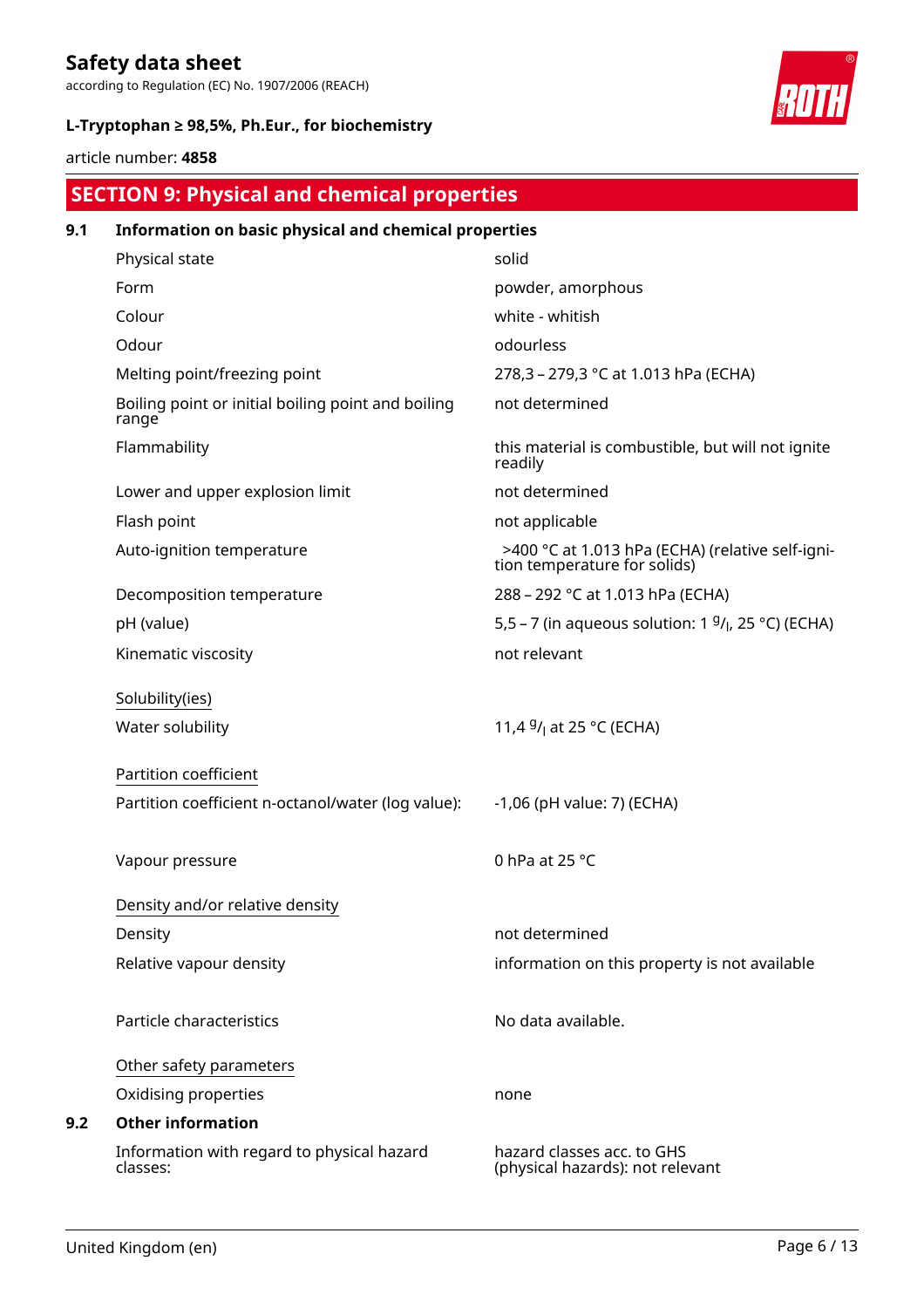## SECTION 9: Physical and chemical properties

### 9.1 Information on basic physical and chemical properties

| | |
|---|---|
| Physical state | solid |
| Form | powder, amorphous |
| Colour | white - whitish |
| Odour | odourless |
| Melting point/freezing point | 278,3 – 279,3 °C at 1.013 hPa (ECHA) |
| Boiling point or initial boiling point and boiling range | not determined |
| Flammability | this material is combustible, but will not ignite readily |
| Lower and upper explosion limit | not determined |
| Flash point | not applicable |
| Auto-ignition temperature | >400 °C at 1.013 hPa (ECHA) (relative self-ignition temperature for solids) |
| Decomposition temperature | 288 – 292 °C at 1.013 hPa (ECHA) |
| pH (value) | 5,5 – 7 (in aqueous solution: 1 $^{g}/_{l}$, 25 °C) (ECHA) |
| Kinematic viscosity | not relevant |

Solubility(ies)

| | |
|---|---|
| Water solubility | 11,4 $^{g}/_{l}$ at 25 °C (ECHA) |

Partition coefficient

| | |
|---|---|
| Partition coefficient n-octanol/water (log value): | -1,06 (pH value: 7) (ECHA) |
| Vapour pressure | 0 hPa at 25 °C |

Density and/or relative density

| | |
|---|---|
| Density | not determined |
| Relative vapour density | information on this property is not available |
| Particle characteristics | No data available. |

Other safety parameters

| | |
|---|---|
| Oxidising properties | none |

### 9.2 Other information

| | |
|---|---|
| Information with regard to physical hazard classes: | hazard classes acc. to GHS (physical hazards): not relevant |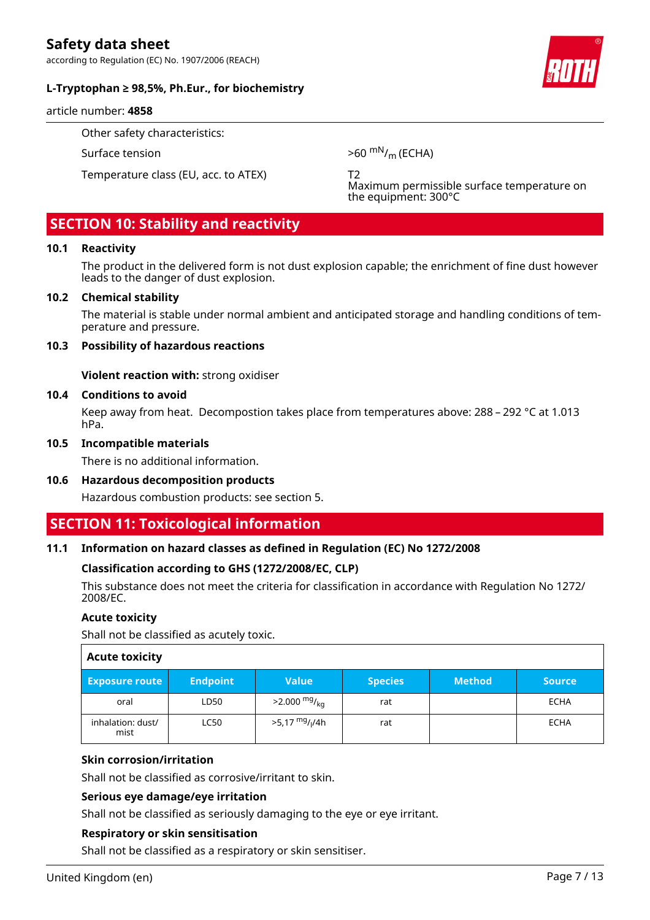Other safety characteristics:

| | |
|---|---|
| Surface tension | >60 $^{mN}/_{m}$ (ECHA) |
| Temperature class (EU, acc. to ATEX) | T2<br>Maximum permissible surface temperature on the equipment: 300°C |

## SECTION 10: Stability and reactivity

### 10.1 Reactivity

The product in the delivered form is not dust explosion capable; the enrichment of fine dust however leads to the danger of dust explosion.

### 10.2 Chemical stability

The material is stable under normal ambient and anticipated storage and handling conditions of temperature and pressure.

### 10.3 Possibility of hazardous reactions

**Violent reaction with:** strong oxidiser

### 10.4 Conditions to avoid

Keep away from heat. Decompostion takes place from temperatures above: 288 – 292 °C at 1.013 hPa.

### 10.5 Incompatible materials

There is no additional information.

### 10.6 Hazardous decomposition products

Hazardous combustion products: see section 5.

## SECTION 11: Toxicological information

### 11.1 Information on hazard classes as defined in Regulation (EC) No 1272/2008

**Classification according to GHS (1272/2008/EC, CLP)**

This substance does not meet the criteria for classification in accordance with Regulation No 1272/2008/EC.

**Acute toxicity**

Shall not be classified as acutely toxic.

**Acute toxicity**

| Exposure route | Endpoint | Value | Species | Method | Source |
|---|---|---|---|---|---|
| oral | LD50 | >2.000 $^{mg}/_{kg}$ | rat | | ECHA |
| inhalation: dust/mist | LC50 | >5,17 $^{mg}/_{l}$/4h | rat | | ECHA |

**Skin corrosion/irritation**

Shall not be classified as corrosive/irritant to skin.

**Serious eye damage/eye irritation**

Shall not be classified as seriously damaging to the eye or eye irritant.

**Respiratory or skin sensitisation**

Shall not be classified as a respiratory or skin sensitiser.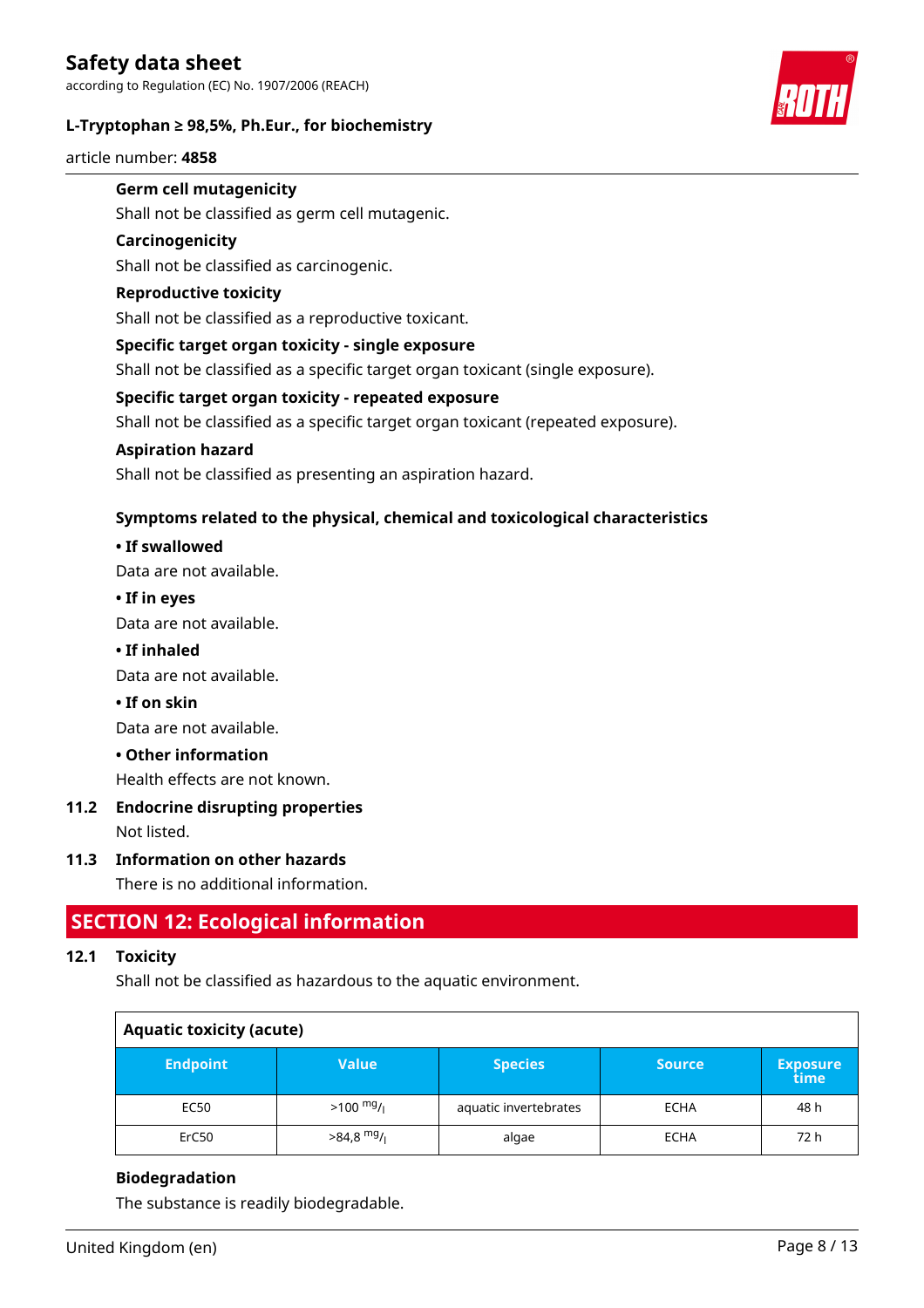**Germ cell mutagenicity**

Shall not be classified as germ cell mutagenic.

**Carcinogenicity**

Shall not be classified as carcinogenic.

**Reproductive toxicity**

Shall not be classified as a reproductive toxicant.

**Specific target organ toxicity - single exposure**

Shall not be classified as a specific target organ toxicant (single exposure).

**Specific target organ toxicity - repeated exposure**

Shall not be classified as a specific target organ toxicant (repeated exposure).

**Aspiration hazard**

Shall not be classified as presenting an aspiration hazard.

**Symptoms related to the physical, chemical and toxicological characteristics**

**• If swallowed**

Data are not available.

**• If in eyes**

Data are not available.

**• If inhaled**

Data are not available.

**• If on skin**

Data are not available.

**• Other information**

Health effects are not known.

### 11.2 Endocrine disrupting properties

Not listed.

### 11.3 Information on other hazards

There is no additional information.

## SECTION 12: Ecological information

### 12.1 Toxicity

Shall not be classified as hazardous to the aquatic environment.

| Aquatic toxicity (acute) | | | | |
|---|---|---|---|---|
| **Endpoint** | **Value** | **Species** | **Source** | **Exposure time** |
| EC50 | >100 $^{mg}/_{l}$ | aquatic invertebrates | ECHA | 48 h |
| ErC50 | >84,8 $^{mg}/_{l}$ | algae | ECHA | 72 h |

**Biodegradation**

The substance is readily biodegradable.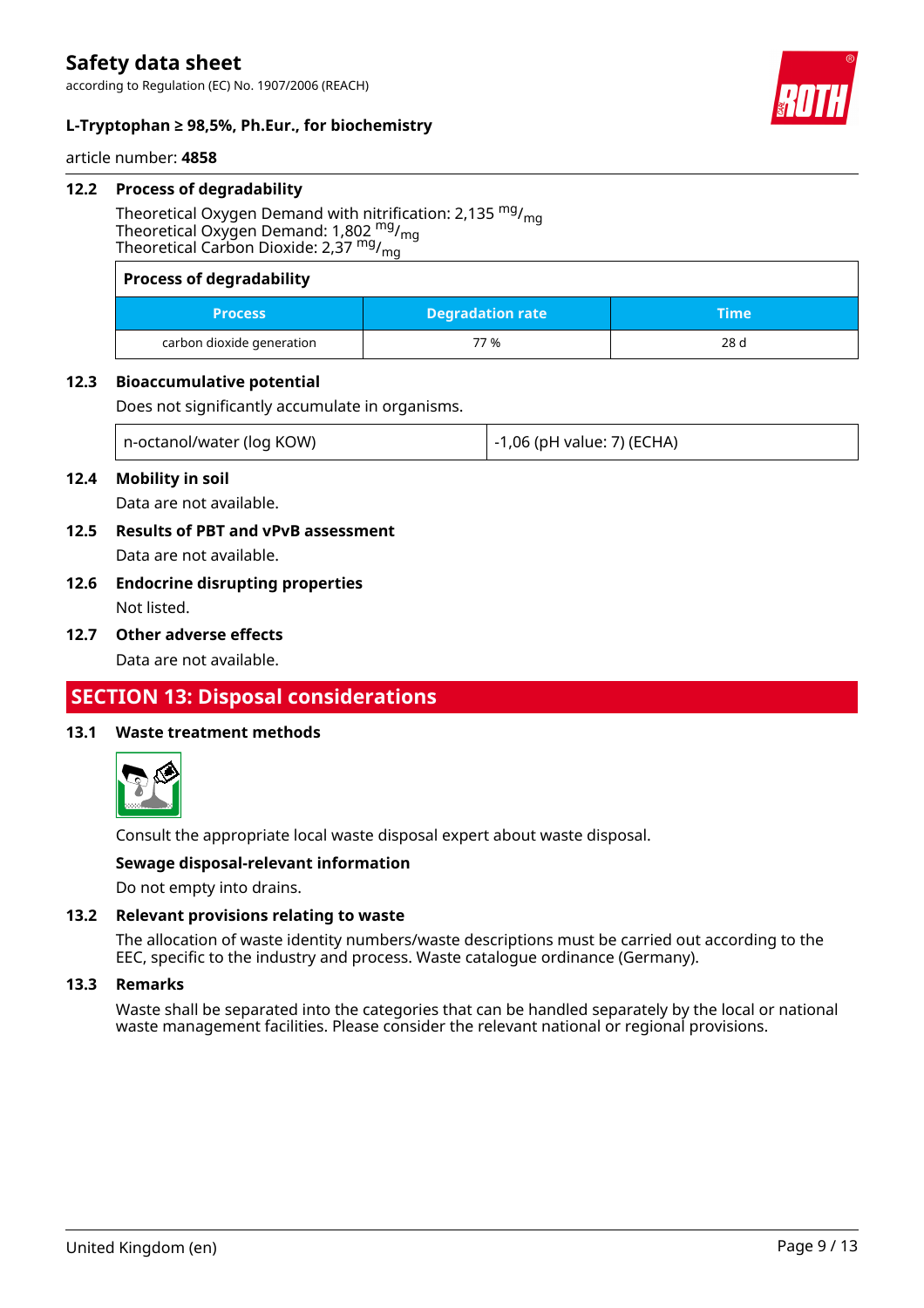### 12.2 Process of degradability

Theoretical Oxygen Demand with nitrification: 2,135 $^{mg}/_{mg}$
Theoretical Oxygen Demand: 1,802 $^{mg}/_{mg}$
Theoretical Carbon Dioxide: 2,37 $^{mg}/_{mg}$

**Process of degradability**

| Process | Degradation rate | Time |
|---|---|---|
| carbon dioxide generation | 77 % | 28 d |

### 12.3 Bioaccumulative potential

Does not significantly accumulate in organisms.

| n-octanol/water (log KOW) | -1,06 (pH value: 7) (ECHA) |
|---|---|

### 12.4 Mobility in soil

Data are not available.

### 12.5 Results of PBT and vPvB assessment

Data are not available.

### 12.6 Endocrine disrupting properties

Not listed.

### 12.7 Other adverse effects

Data are not available.

## SECTION 13: Disposal considerations

### 13.1 Waste treatment methods

Consult the appropriate local waste disposal expert about waste disposal.

**Sewage disposal-relevant information**

Do not empty into drains.

### 13.2 Relevant provisions relating to waste

The allocation of waste identity numbers/waste descriptions must be carried out according to the EEC, specific to the industry and process. Waste catalogue ordinance (Germany).

### 13.3 Remarks

Waste shall be separated into the categories that can be handled separately by the local or national waste management facilities. Please consider the relevant national or regional provisions.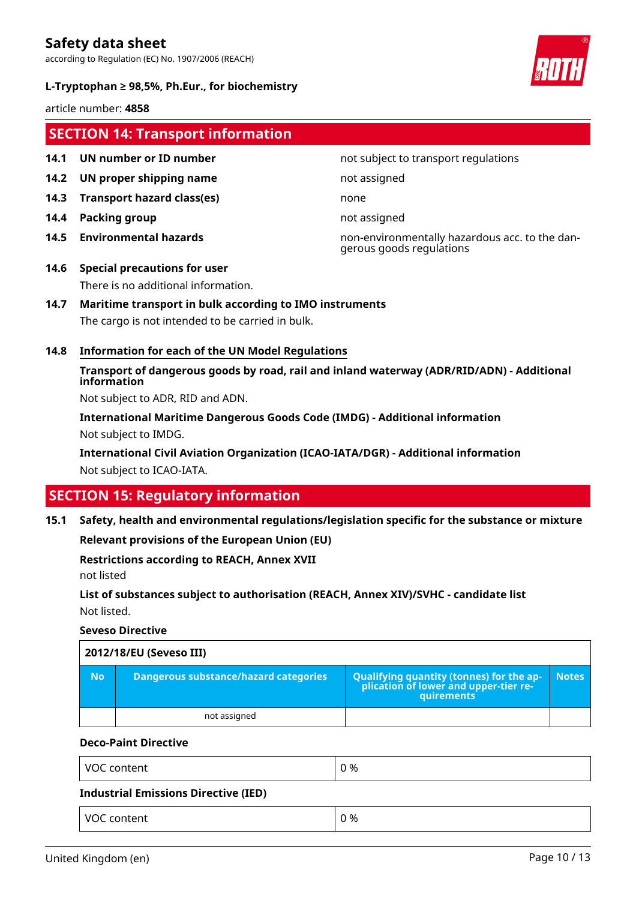## SECTION 14: Transport information

| | | |
|---|---|---|
| **14.1** | **UN number or ID number** | not subject to transport regulations |
| **14.2** | **UN proper shipping name** | not assigned |
| **14.3** | **Transport hazard class(es)** | none |
| **14.4** | **Packing group** | not assigned |
| **14.5** | **Environmental hazards** | non-environmentally hazardous acc. to the dangerous goods regulations |

**14.6 Special precautions for user**

There is no additional information.

**14.7 Maritime transport in bulk according to IMO instruments**

The cargo is not intended to be carried in bulk.

**14.8 Information for each of the UN Model Regulations**

**Transport of dangerous goods by road, rail and inland waterway (ADR/RID/ADN) - Additional information**

Not subject to ADR, RID and ADN.

**International Maritime Dangerous Goods Code (IMDG) - Additional information**

Not subject to IMDG.

**International Civil Aviation Organization (ICAO-IATA/DGR) - Additional information**

Not subject to ICAO-IATA.

## SECTION 15: Regulatory information

**15.1 Safety, health and environmental regulations/legislation specific for the substance or mixture**

**Relevant provisions of the European Union (EU)**

**Restrictions according to REACH, Annex XVII**

not listed

**List of substances subject to authorisation (REACH, Annex XIV)/SVHC - candidate list**

Not listed.

**Seveso Directive**

| **2012/18/EU (Seveso III)** | | | |
|---|---|---|---|
| **No** | **Dangerous substance/hazard categories** | **Qualifying quantity (tonnes) for the application of lower and upper-tier requirements** | **Notes** |
| | not assigned | | |

**Deco-Paint Directive**

| VOC content | 0 % |
|---|---|

**Industrial Emissions Directive (IED)**

| VOC content | 0 % |
|---|---|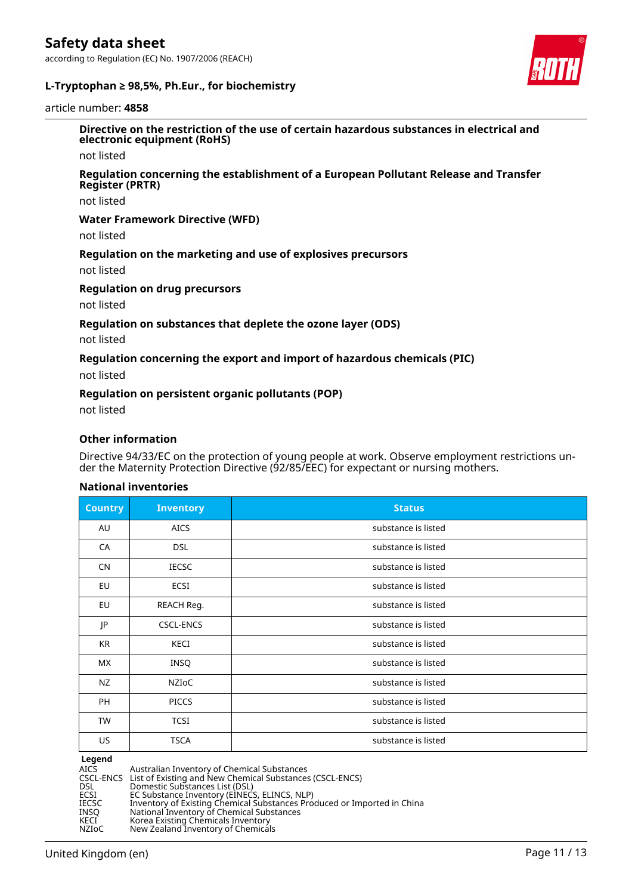**Directive on the restriction of the use of certain hazardous substances in electrical and electronic equipment (RoHS)**

not listed

**Regulation concerning the establishment of a European Pollutant Release and Transfer Register (PRTR)**

not listed

**Water Framework Directive (WFD)**

not listed

**Regulation on the marketing and use of explosives precursors**

not listed

**Regulation on drug precursors**

not listed

**Regulation on substances that deplete the ozone layer (ODS)**

not listed

**Regulation concerning the export and import of hazardous chemicals (PIC)**

not listed

**Regulation on persistent organic pollutants (POP)**

not listed

### Other information

Directive 94/33/EC on the protection of young people at work. Observe employment restrictions under the Maternity Protection Directive (92/85/EEC) for expectant or nursing mothers.

#### National inventories

| Country | Inventory | Status |
|---|---|---|
| AU | AICS | substance is listed |
| CA | DSL | substance is listed |
| CN | IECSC | substance is listed |
| EU | ECSI | substance is listed |
| EU | REACH Reg. | substance is listed |
| JP | CSCL-ENCS | substance is listed |
| KR | KECI | substance is listed |
| MX | INSQ | substance is listed |
| NZ | NZIoC | substance is listed |
| PH | PICCS | substance is listed |
| TW | TCSI | substance is listed |
| US | TSCA | substance is listed |

**Legend**

| | |
|---|---|
| AICS | Australian Inventory of Chemical Substances |
| CSCL-ENCS | List of Existing and New Chemical Substances (CSCL-ENCS) |
| DSL | Domestic Substances List (DSL) |
| ECSI | EC Substance Inventory (EINECS, ELINCS, NLP) |
| IECSC | Inventory of Existing Chemical Substances Produced or Imported in China |
| INSQ | National Inventory of Chemical Substances |
| KECI | Korea Existing Chemicals Inventory |
| NZIoC | New Zealand Inventory of Chemicals |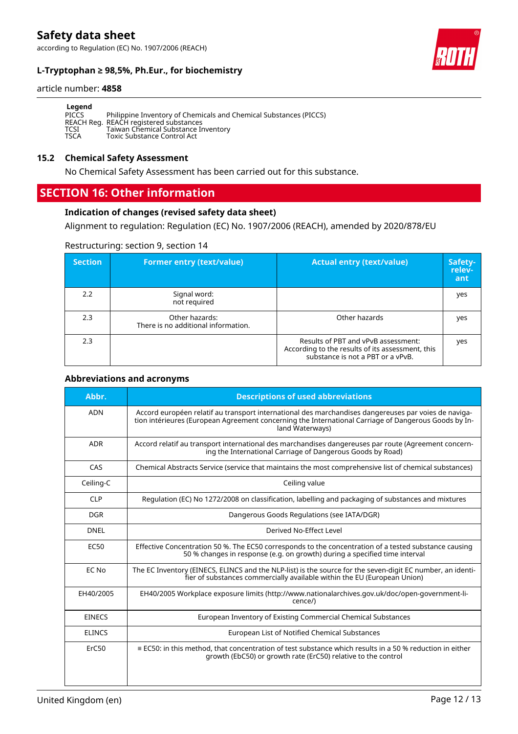**Legend**

PICCS Philippine Inventory of Chemicals and Chemical Substances (PICCS)
REACH Reg. REACH registered substances
TCSI Taiwan Chemical Substance Inventory
TSCA Toxic Substance Control Act

## 15.2 Chemical Safety Assessment

No Chemical Safety Assessment has been carried out for this substance.

# SECTION 16: Other information

### Indication of changes (revised safety data sheet)

Alignment to regulation: Regulation (EC) No. 1907/2006 (REACH), amended by 2020/878/EU

Restructuring: section 9, section 14

| Section | Former entry (text/value) | Actual entry (text/value) | Safety-relevant |
|---|---|---|---|
| 2.2 | Signal word: not required | | yes |
| 2.3 | Other hazards: There is no additional information. | Other hazards | yes |
| 2.3 | | Results of PBT and vPvB assessment: According to the results of its assessment, this substance is not a PBT or a vPvB. | yes |

### Abbreviations and acronyms

| Abbr. | Descriptions of used abbreviations |
|---|---|
| ADN | Accord européen relatif au transport international des marchandises dangereuses par voies de navigation intérieures (European Agreement concerning the International Carriage of Dangerous Goods by Inland Waterways) |
| ADR | Accord relatif au transport international des marchandises dangereuses par route (Agreement concerning the International Carriage of Dangerous Goods by Road) |
| CAS | Chemical Abstracts Service (service that maintains the most comprehensive list of chemical substances) |
| Ceiling-C | Ceiling value |
| CLP | Regulation (EC) No 1272/2008 on classification, labelling and packaging of substances and mixtures |
| DGR | Dangerous Goods Regulations (see IATA/DGR) |
| DNEL | Derived No-Effect Level |
| EC50 | Effective Concentration 50 %. The EC50 corresponds to the concentration of a tested substance causing 50 % changes in response (e.g. on growth) during a specified time interval |
| EC No | The EC Inventory (EINECS, ELINCS and the NLP-list) is the source for the seven-digit EC number, an identifier of substances commercially available within the EU (European Union) |
| EH40/2005 | EH40/2005 Workplace exposure limits (http://www.nationalarchives.gov.uk/doc/open-government-licence/) |
| EINECS | European Inventory of Existing Commercial Chemical Substances |
| ELINCS | European List of Notified Chemical Substances |
| ErC50 | ≡ EC50: in this method, that concentration of test substance which results in a 50 % reduction in either growth (EbC50) or growth rate (ErC50) relative to the control |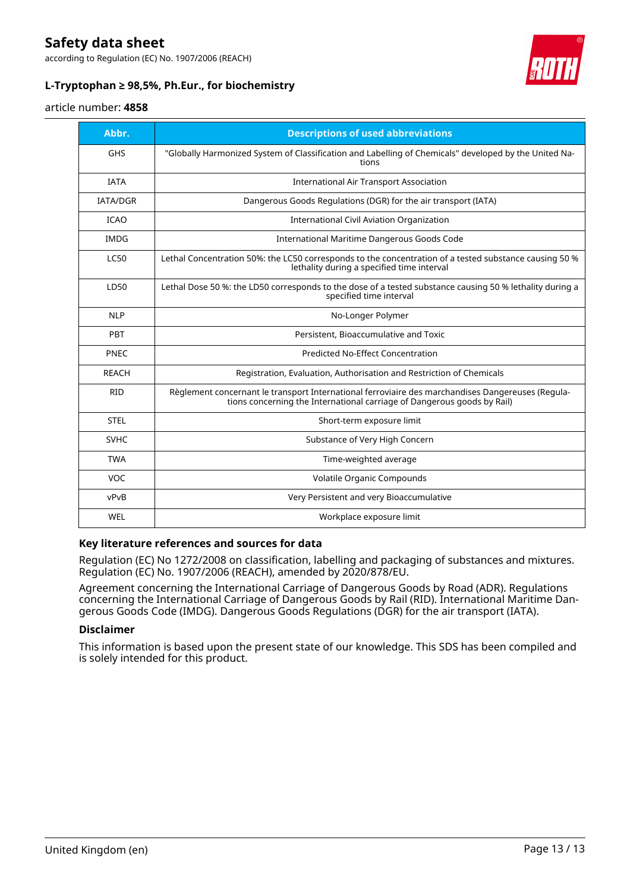| Abbr. | Descriptions of used abbreviations |
|---|---|
| GHS | "Globally Harmonized System of Classification and Labelling of Chemicals" developed by the United Nations |
| IATA | International Air Transport Association |
| IATA/DGR | Dangerous Goods Regulations (DGR) for the air transport (IATA) |
| ICAO | International Civil Aviation Organization |
| IMDG | International Maritime Dangerous Goods Code |
| LC50 | Lethal Concentration 50%: the LC50 corresponds to the concentration of a tested substance causing 50 % lethality during a specified time interval |
| LD50 | Lethal Dose 50 %: the LD50 corresponds to the dose of a tested substance causing 50 % lethality during a specified time interval |
| NLP | No-Longer Polymer |
| PBT | Persistent, Bioaccumulative and Toxic |
| PNEC | Predicted No-Effect Concentration |
| REACH | Registration, Evaluation, Authorisation and Restriction of Chemicals |
| RID | Règlement concernant le transport International ferroviaire des marchandises Dangereuses (Regulations concerning the International carriage of Dangerous goods by Rail) |
| STEL | Short-term exposure limit |
| SVHC | Substance of Very High Concern |
| TWA | Time-weighted average |
| VOC | Volatile Organic Compounds |
| vPvB | Very Persistent and very Bioaccumulative |
| WEL | Workplace exposure limit |

### Key literature references and sources for data

Regulation (EC) No 1272/2008 on classification, labelling and packaging of substances and mixtures. Regulation (EC) No. 1907/2006 (REACH), amended by 2020/878/EU.

Agreement concerning the International Carriage of Dangerous Goods by Road (ADR). Regulations concerning the International Carriage of Dangerous Goods by Rail (RID). International Maritime Dangerous Goods Code (IMDG). Dangerous Goods Regulations (DGR) for the air transport (IATA).

### Disclaimer

This information is based upon the present state of our knowledge. This SDS has been compiled and is solely intended for this product.